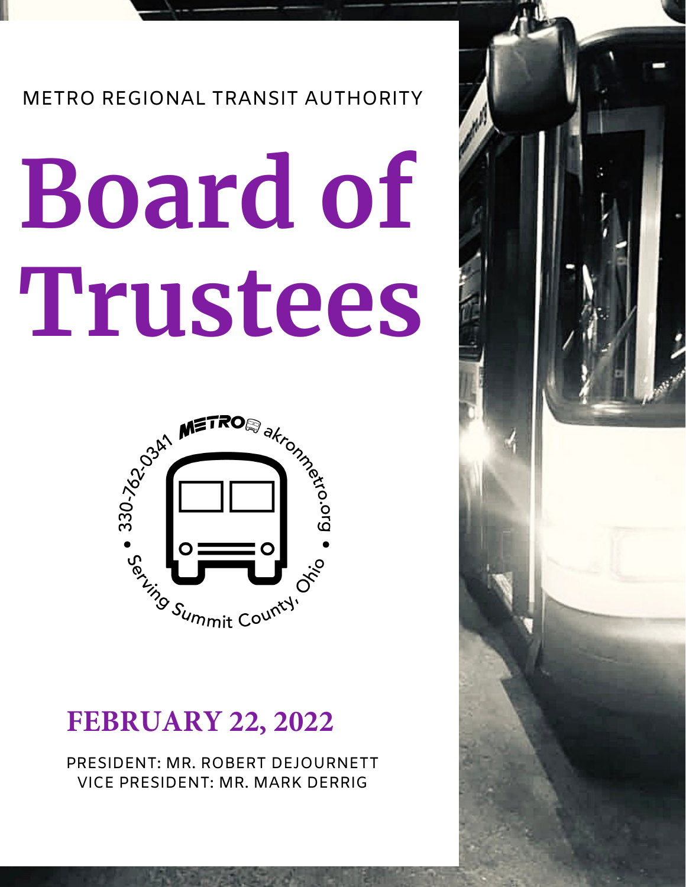METRO REGIONAL TRANSIT AUTHORITY

# Board of Trustees

METRO akronmetro.org • Serving Summit County, Ohio • 330-762-0341

## FEBRUARY 22, 2022

PRESIDENT: MR. ROBERT DEJOURNETT
VICE PRESIDENT: MR. MARK DERRIG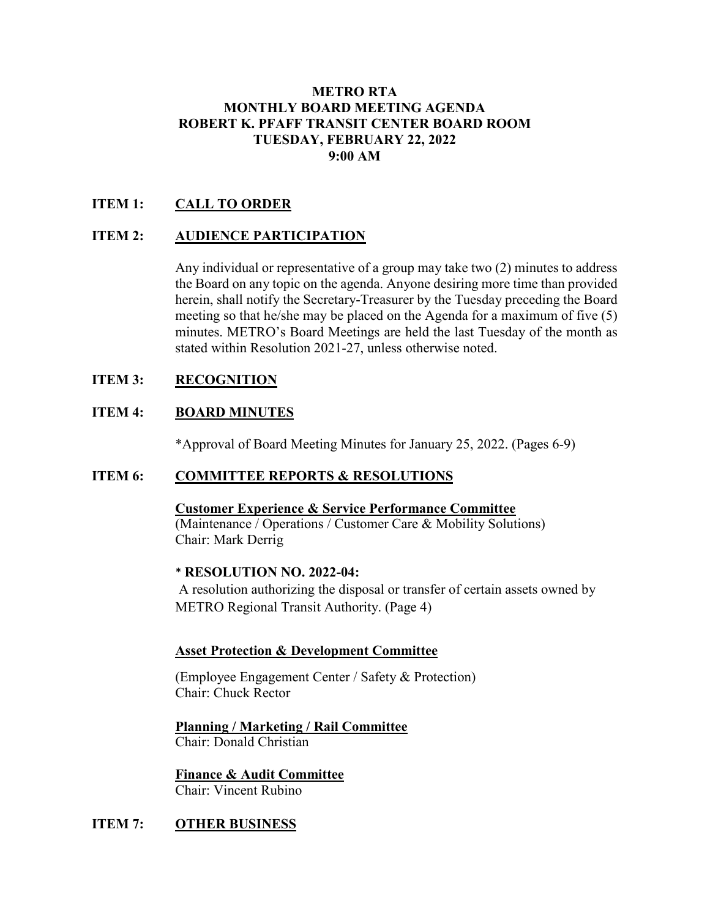**METRO RTA**
**MONTHLY BOARD MEETING AGENDA**
**ROBERT K. PFAFF TRANSIT CENTER BOARD ROOM**
**TUESDAY, FEBRUARY 22, 2022**
**9:00 AM**

**ITEM 1:** **CALL TO ORDER**

**ITEM 2:** **AUDIENCE PARTICIPATION**

Any individual or representative of a group may take two (2) minutes to address the Board on any topic on the agenda. Anyone desiring more time than provided herein, shall notify the Secretary-Treasurer by the Tuesday preceding the Board meeting so that he/she may be placed on the Agenda for a maximum of five (5) minutes. METRO's Board Meetings are held the last Tuesday of the month as stated within Resolution 2021-27, unless otherwise noted.

**ITEM 3:** **RECOGNITION**

**ITEM 4:** **BOARD MINUTES**

*Approval of Board Meeting Minutes for January 25, 2022. (Pages 6-9)

**ITEM 6:** **COMMITTEE REPORTS & RESOLUTIONS**

**Customer Experience & Service Performance Committee**
(Maintenance / Operations / Customer Care & Mobility Solutions)
Chair: Mark Derrig

* **RESOLUTION NO. 2022-04:**
A resolution authorizing the disposal or transfer of certain assets owned by METRO Regional Transit Authority. (Page 4)

**Asset Protection & Development Committee**

(Employee Engagement Center / Safety & Protection)
Chair: Chuck Rector

**Planning / Marketing / Rail Committee**
Chair: Donald Christian

**Finance & Audit Committee**
Chair: Vincent Rubino

**ITEM 7:** **OTHER BUSINESS**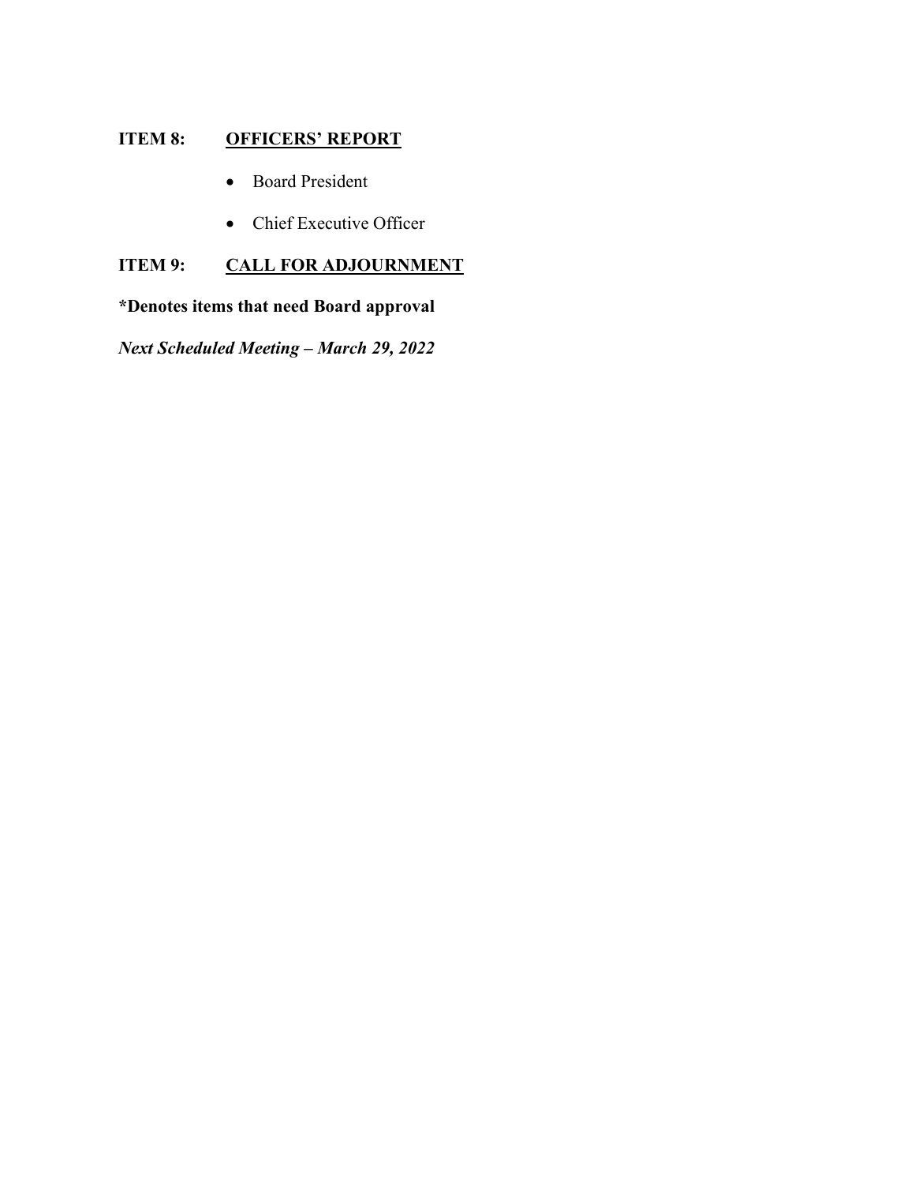**ITEM 8: <u>OFFICERS' REPORT</u>**

- Board President
- Chief Executive Officer

**ITEM 9: <u>CALL FOR ADJOURNMENT</u>**

***Denotes items that need Board approval**

***Next Scheduled Meeting – March 29, 2022***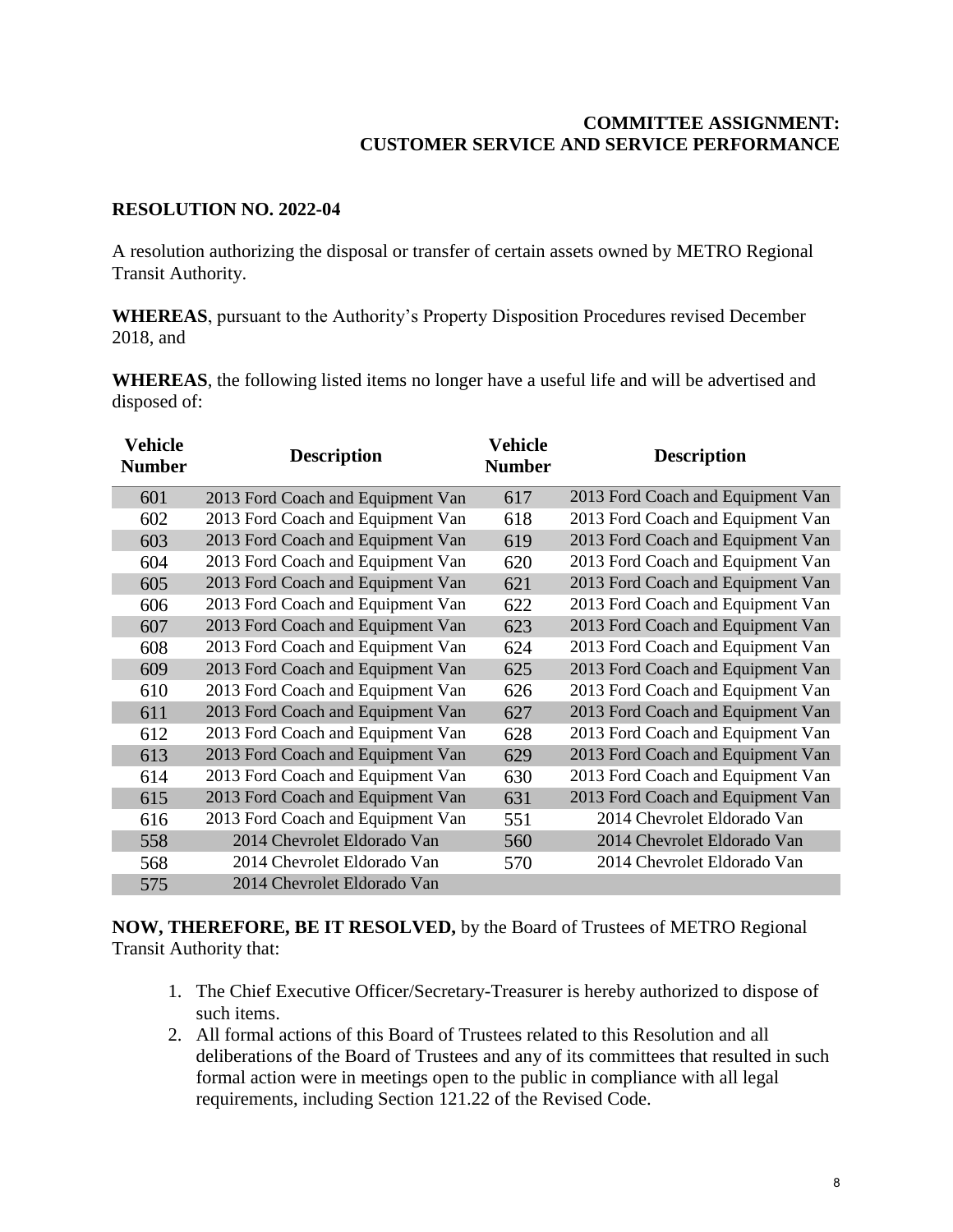**COMMITTEE ASSIGNMENT:**
**CUSTOMER SERVICE AND SERVICE PERFORMANCE**

**RESOLUTION NO. 2022-04**

A resolution authorizing the disposal or transfer of certain assets owned by METRO Regional Transit Authority.

**WHEREAS**, pursuant to the Authority's Property Disposition Procedures revised December 2018, and

**WHEREAS**, the following listed items no longer have a useful life and will be advertised and disposed of:

| Vehicle Number | Description | Vehicle Number | Description |
|---|---|---|---|
| 601 | 2013 Ford Coach and Equipment Van | 617 | 2013 Ford Coach and Equipment Van |
| 602 | 2013 Ford Coach and Equipment Van | 618 | 2013 Ford Coach and Equipment Van |
| 603 | 2013 Ford Coach and Equipment Van | 619 | 2013 Ford Coach and Equipment Van |
| 604 | 2013 Ford Coach and Equipment Van | 620 | 2013 Ford Coach and Equipment Van |
| 605 | 2013 Ford Coach and Equipment Van | 621 | 2013 Ford Coach and Equipment Van |
| 606 | 2013 Ford Coach and Equipment Van | 622 | 2013 Ford Coach and Equipment Van |
| 607 | 2013 Ford Coach and Equipment Van | 623 | 2013 Ford Coach and Equipment Van |
| 608 | 2013 Ford Coach and Equipment Van | 624 | 2013 Ford Coach and Equipment Van |
| 609 | 2013 Ford Coach and Equipment Van | 625 | 2013 Ford Coach and Equipment Van |
| 610 | 2013 Ford Coach and Equipment Van | 626 | 2013 Ford Coach and Equipment Van |
| 611 | 2013 Ford Coach and Equipment Van | 627 | 2013 Ford Coach and Equipment Van |
| 612 | 2013 Ford Coach and Equipment Van | 628 | 2013 Ford Coach and Equipment Van |
| 613 | 2013 Ford Coach and Equipment Van | 629 | 2013 Ford Coach and Equipment Van |
| 614 | 2013 Ford Coach and Equipment Van | 630 | 2013 Ford Coach and Equipment Van |
| 615 | 2013 Ford Coach and Equipment Van | 631 | 2013 Ford Coach and Equipment Van |
| 616 | 2013 Ford Coach and Equipment Van | 551 | 2014 Chevrolet Eldorado Van |
| 558 | 2014 Chevrolet Eldorado Van | 560 | 2014 Chevrolet Eldorado Van |
| 568 | 2014 Chevrolet Eldorado Van | 570 | 2014 Chevrolet Eldorado Van |
| 575 | 2014 Chevrolet Eldorado Van | | |

**NOW, THEREFORE, BE IT RESOLVED,** by the Board of Trustees of METRO Regional Transit Authority that:

1. The Chief Executive Officer/Secretary-Treasurer is hereby authorized to dispose of such items.
2. All formal actions of this Board of Trustees related to this Resolution and all deliberations of the Board of Trustees and any of its committees that resulted in such formal action were in meetings open to the public in compliance with all legal requirements, including Section 121.22 of the Revised Code.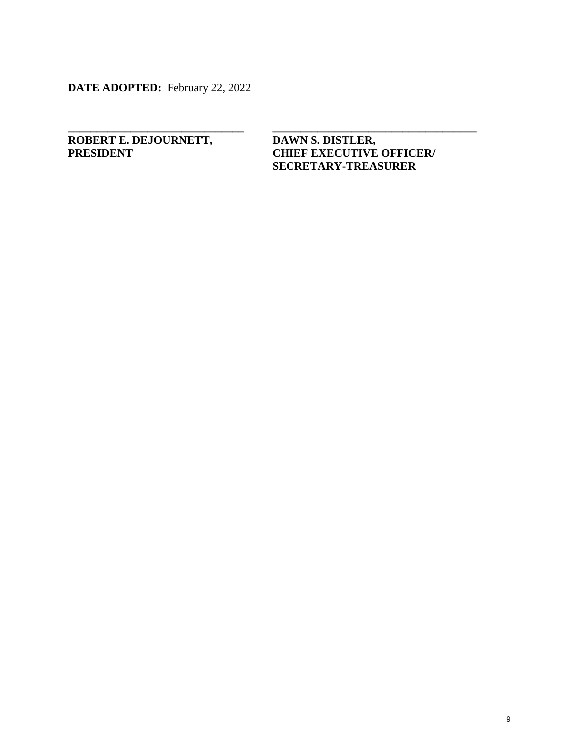**DATE ADOPTED:** February 22, 2022

\_\_\_\_\_\_\_\_\_\_\_\_\_\_\_\_\_\_\_\_\_\_\_\_\_\_\_\_\_\_\_\_
**ROBERT E. DEJOURNETT,**
**PRESIDENT**

\_\_\_\_\_\_\_\_\_\_\_\_\_\_\_\_\_\_\_\_\_\_\_\_\_\_\_\_\_\_\_\_\_\_\_\_\_\_
**DAWN S. DISTLER,**
**CHIEF EXECUTIVE OFFICER/**
**SECRETARY-TREASURER**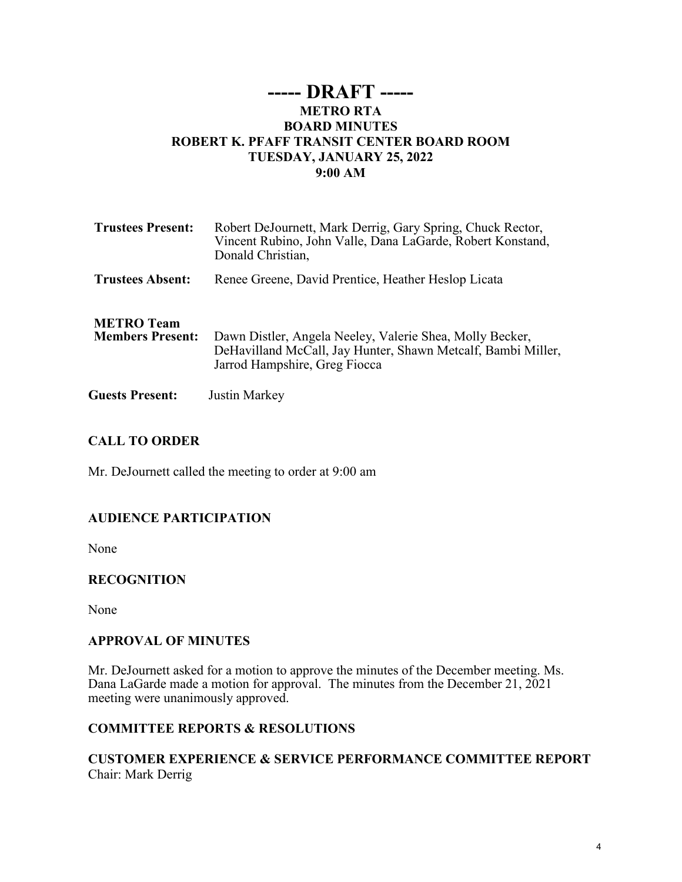# ----- DRAFT -----

## METRO RTA
## BOARD MINUTES
## ROBERT K. PFAFF TRANSIT CENTER BOARD ROOM
## TUESDAY, JANUARY 25, 2022
## 9:00 AM

| | |
|---|---|
| **Trustees Present:** | Robert DeJournett, Mark Derrig, Gary Spring, Chuck Rector, Vincent Rubino, John Valle, Dana LaGarde, Robert Konstand, Donald Christian, |
| **Trustees Absent:** | Renee Greene, David Prentice, Heather Heslop Licata |
| **METRO Team Members Present:** | Dawn Distler, Angela Neeley, Valerie Shea, Molly Becker, DeHavilland McCall, Jay Hunter, Shawn Metcalf, Bambi Miller, Jarrod Hampshire, Greg Fiocca |
| **Guests Present:** | Justin Markey |

### CALL TO ORDER

Mr. DeJournett called the meeting to order at 9:00 am

### AUDIENCE PARTICIPATION

None

### RECOGNITION

None

### APPROVAL OF MINUTES

Mr. DeJournett asked for a motion to approve the minutes of the December meeting. Ms. Dana LaGarde made a motion for approval. The minutes from the December 21, 2021 meeting were unanimously approved.

### COMMITTEE REPORTS & RESOLUTIONS

### CUSTOMER EXPERIENCE & SERVICE PERFORMANCE COMMITTEE REPORT

Chair: Mark Derrig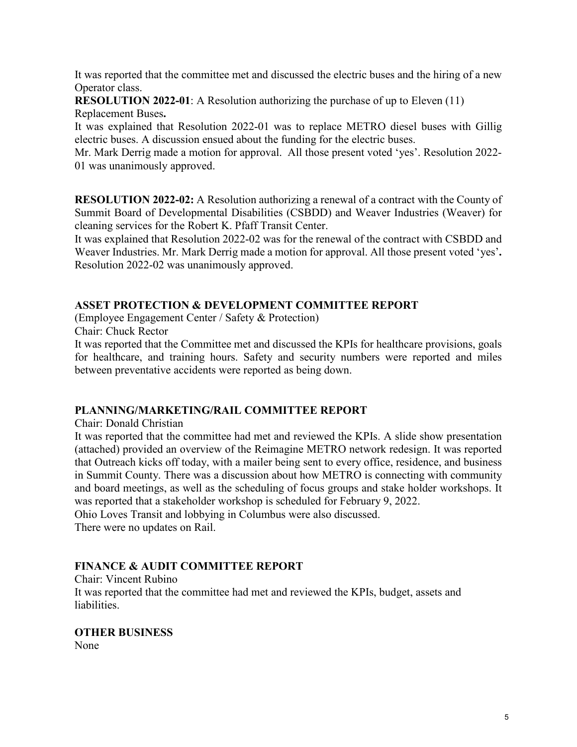It was reported that the committee met and discussed the electric buses and the hiring of a new Operator class.

**RESOLUTION 2022-01**: A Resolution authorizing the purchase of up to Eleven (11) Replacement Buses**.**

It was explained that Resolution 2022-01 was to replace METRO diesel buses with Gillig electric buses. A discussion ensued about the funding for the electric buses.

Mr. Mark Derrig made a motion for approval. All those present voted 'yes'. Resolution 2022-01 was unanimously approved.

**RESOLUTION 2022-02:** A Resolution authorizing a renewal of a contract with the County of Summit Board of Developmental Disabilities (CSBDD) and Weaver Industries (Weaver) for cleaning services for the Robert K. Pfaff Transit Center.

It was explained that Resolution 2022-02 was for the renewal of the contract with CSBDD and Weaver Industries. Mr. Mark Derrig made a motion for approval. All those present voted 'yes'**.** Resolution 2022-02 was unanimously approved.

## ASSET PROTECTION & DEVELOPMENT COMMITTEE REPORT

(Employee Engagement Center / Safety & Protection)

Chair: Chuck Rector

It was reported that the Committee met and discussed the KPIs for healthcare provisions, goals for healthcare, and training hours. Safety and security numbers were reported and miles between preventative accidents were reported as being down.

## PLANNING/MARKETING/RAIL COMMITTEE REPORT

Chair: Donald Christian

It was reported that the committee had met and reviewed the KPIs. A slide show presentation (attached) provided an overview of the Reimagine METRO network redesign. It was reported that Outreach kicks off today, with a mailer being sent to every office, residence, and business in Summit County. There was a discussion about how METRO is connecting with community and board meetings, as well as the scheduling of focus groups and stake holder workshops. It was reported that a stakeholder workshop is scheduled for February 9, 2022.

Ohio Loves Transit and lobbying in Columbus were also discussed.

There were no updates on Rail.

## FINANCE & AUDIT COMMITTEE REPORT

Chair: Vincent Rubino

It was reported that the committee had met and reviewed the KPIs, budget, assets and liabilities.

## OTHER BUSINESS

None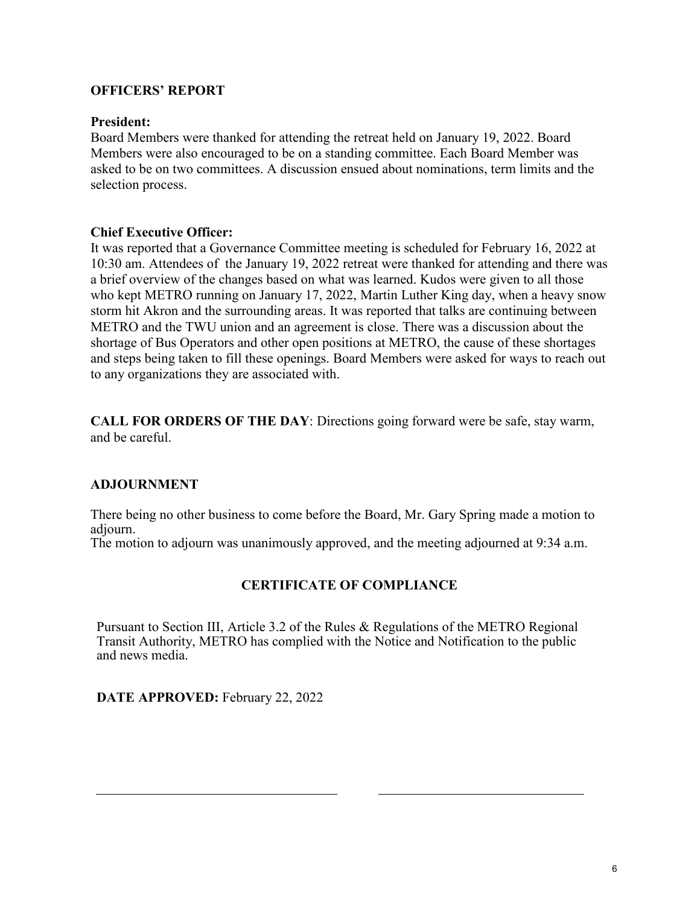## OFFICERS' REPORT

**President:**
Board Members were thanked for attending the retreat held on January 19, 2022. Board Members were also encouraged to be on a standing committee. Each Board Member was asked to be on two committees. A discussion ensued about nominations, term limits and the selection process.

**Chief Executive Officer:**
It was reported that a Governance Committee meeting is scheduled for February 16, 2022 at 10:30 am. Attendees of the January 19, 2022 retreat were thanked for attending and there was a brief overview of the changes based on what was learned. Kudos were given to all those who kept METRO running on January 17, 2022, Martin Luther King day, when a heavy snow storm hit Akron and the surrounding areas. It was reported that talks are continuing between METRO and the TWU union and an agreement is close. There was a discussion about the shortage of Bus Operators and other open positions at METRO, the cause of these shortages and steps being taken to fill these openings. Board Members were asked for ways to reach out to any organizations they are associated with.

**CALL FOR ORDERS OF THE DAY**: Directions going forward were be safe, stay warm, and be careful.

## ADJOURNMENT

There being no other business to come before the Board, Mr. Gary Spring made a motion to adjourn.
The motion to adjourn was unanimously approved, and the meeting adjourned at 9:34 a.m.

## CERTIFICATE OF COMPLIANCE

Pursuant to Section III, Article 3.2 of the Rules & Regulations of the METRO Regional Transit Authority, METRO has complied with the Notice and Notification to the public and news media.

**DATE APPROVED:** February 22, 2022

\_\_\_\_\_\_\_\_\_\_\_\_\_\_\_\_\_\_\_\_\_\_\_\_\_\_\_\_\_\_\_\_\_\_\_\_ \_\_\_\_\_\_\_\_\_\_\_\_\_\_\_\_\_\_\_\_\_\_\_\_\_\_\_\_\_\_\_\_\_\_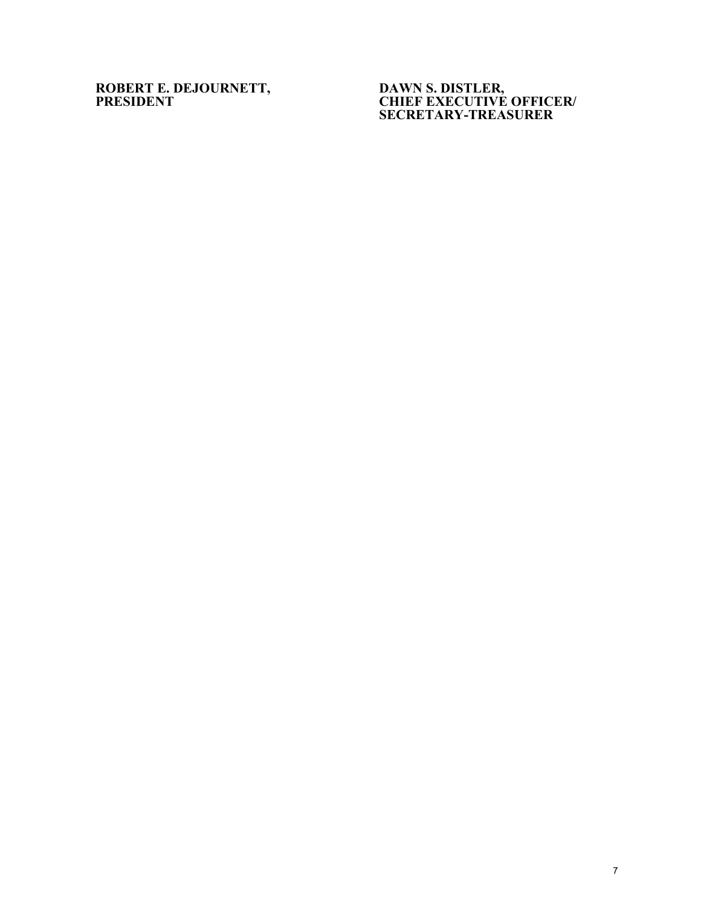**ROBERT E. DEJOURNETT,**
**PRESIDENT**

**DAWN S. DISTLER,**
**CHIEF EXECUTIVE OFFICER/**
**SECRETARY-TREASURER**